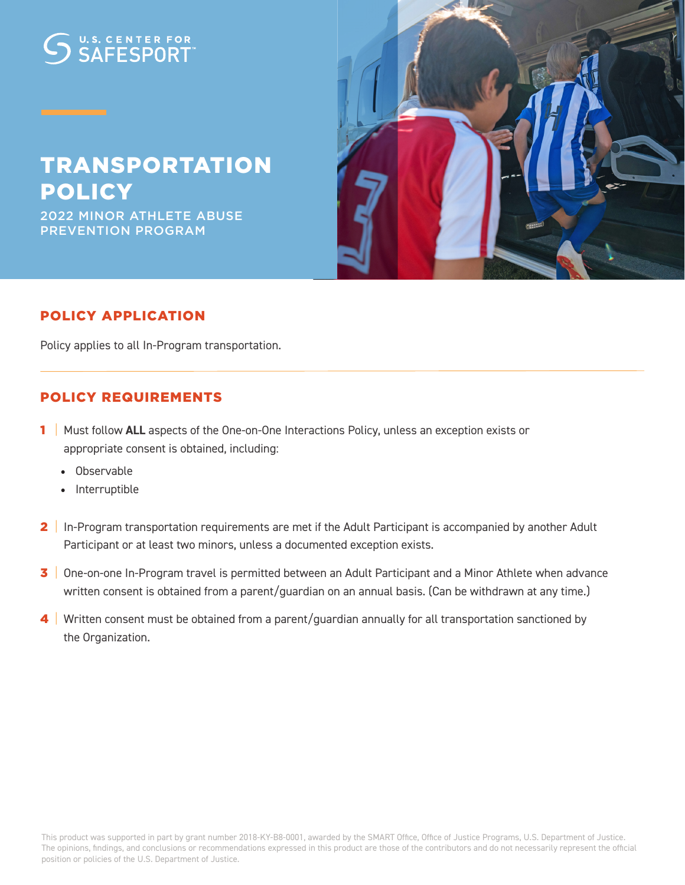U.S. CENTER FOR SAFESPORT™

# TRANSPORTATION POLICY

2022 MINOR ATHLETE ABUSE PREVENTION PROGRAM

## POLICY APPLICATION

Policy applies to all In-Program transportation.

## POLICY REQUIREMENTS

1. Must follow **ALL** aspects of the One-on-One Interactions Policy, unless an exception exists or appropriate consent is obtained, including:
   - Observable
   - Interruptible
2. In-Program transportation requirements are met if the Adult Participant is accompanied by another Adult Participant or at least two minors, unless a documented exception exists.
3. One-on-one In-Program travel is permitted between an Adult Participant and a Minor Athlete when advance written consent is obtained from a parent/guardian on an annual basis. (Can be withdrawn at any time.)
4. Written consent must be obtained from a parent/guardian annually for all transportation sanctioned by the Organization.

This product was supported in part by grant number 2018-KY-B8-0001, awarded by the SMART Office, Office of Justice Programs, U.S. Department of Justice. The opinions, findings, and conclusions or recommendations expressed in this product are those of the contributors and do not necessarily represent the official position or policies of the U.S. Department of Justice.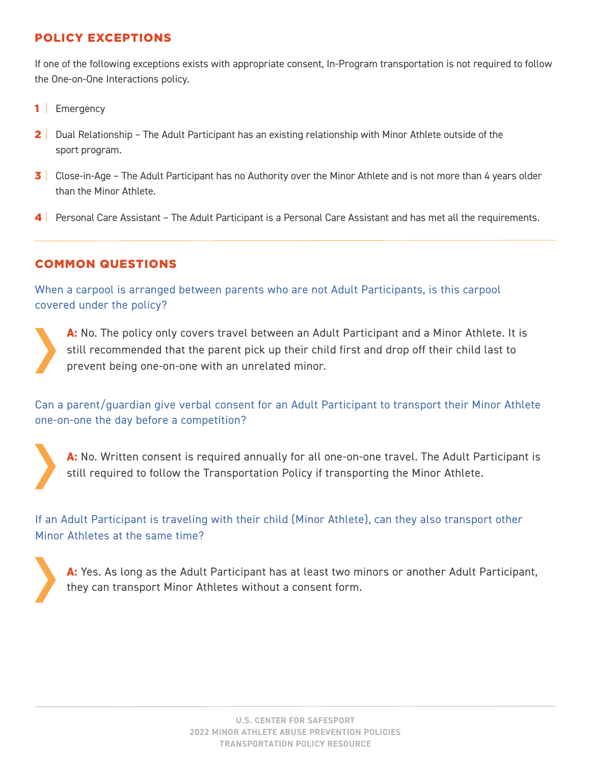## POLICY EXCEPTIONS

If one of the following exceptions exists with appropriate consent, In-Program transportation is not required to follow the One-on-One Interactions policy.

1. Emergency
2. Dual Relationship – The Adult Participant has an existing relationship with Minor Athlete outside of the sport program.
3. Close-in-Age – The Adult Participant has no Authority over the Minor Athlete and is not more than 4 years older than the Minor Athlete.
4. Personal Care Assistant – The Adult Participant is a Personal Care Assistant and has met all the requirements.

## COMMON QUESTIONS

When a carpool is arranged between parents who are not Adult Participants, is this carpool covered under the policy?

**A:** No. The policy only covers travel between an Adult Participant and a Minor Athlete. It is still recommended that the parent pick up their child first and drop off their child last to prevent being one-on-one with an unrelated minor.

Can a parent/guardian give verbal consent for an Adult Participant to transport their Minor Athlete one-on-one the day before a competition?

**A:** No. Written consent is required annually for all one-on-one travel. The Adult Participant is still required to follow the Transportation Policy if transporting the Minor Athlete.

If an Adult Participant is traveling with their child (Minor Athlete), can they also transport other Minor Athletes at the same time?

**A:** Yes. As long as the Adult Participant has at least two minors or another Adult Participant, they can transport Minor Athletes without a consent form.